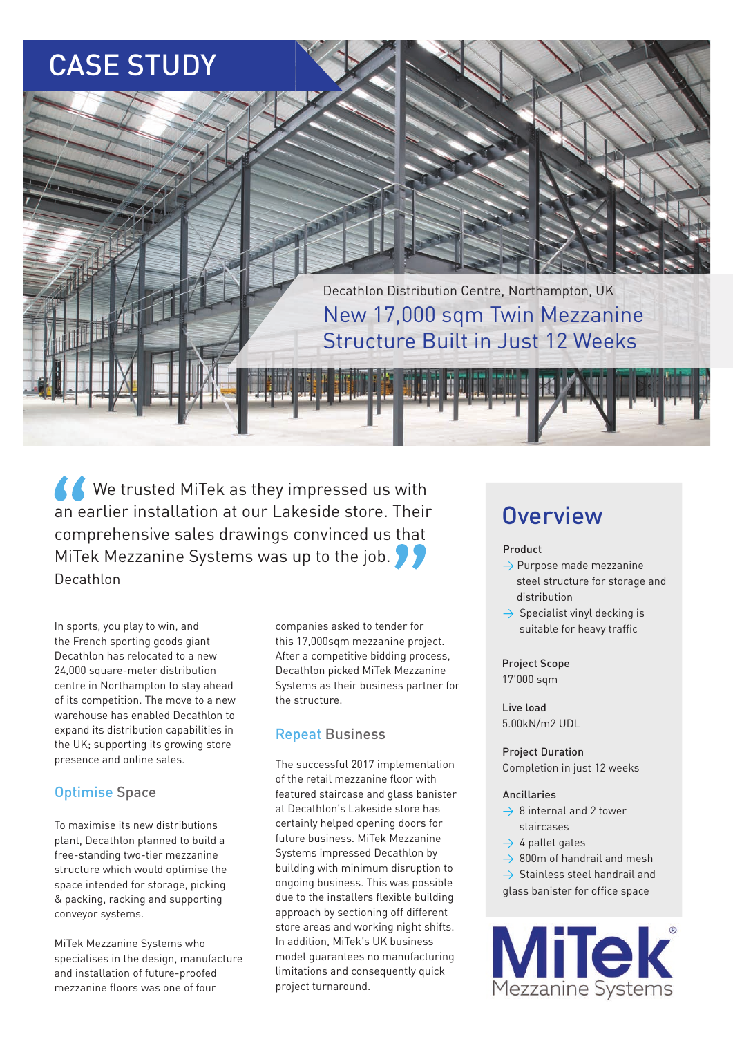# CASE STUDY

Decathlon Distribution Centre, Northampton, UK

## New 17,000 sqm Twin Mezzanine Structure Built in Just 12 Weeks

> "We trusted MiTek as they impressed us with an earlier installation at our Lakeside store. Their comprehensive sales drawings convinced us that MiTek Mezzanine Systems was up to the job."
>
> Decathlon

In sports, you play to win, and the French sporting goods giant Decathlon has relocated to a new 24,000 square-meter distribution centre in Northampton to stay ahead of its competition. The move to a new warehouse has enabled Decathlon to expand its distribution capabilities in the UK; supporting its growing store presence and online sales.

### Optimise Space

To maximise its new distributions plant, Decathlon planned to build a free-standing two-tier mezzanine structure which would optimise the space intended for storage, picking & packing, racking and supporting conveyor systems.

MiTek Mezzanine Systems who specialises in the design, manufacture and installation of future-proofed mezzanine floors was one of four companies asked to tender for this 17,000sqm mezzanine project. After a competitive bidding process, Decathlon picked MiTek Mezzanine Systems as their business partner for the structure.

### Repeat Business

The successful 2017 implementation of the retail mezzanine floor with featured staircase and glass banister at Decathlon's Lakeside store has certainly helped opening doors for future business. MiTek Mezzanine Systems impressed Decathlon by building with minimum disruption to ongoing business. This was possible due to the installers flexible building approach by sectioning off different store areas and working night shifts. In addition, MiTek's UK business model guarantees no manufacturing limitations and consequently quick project turnaround.

## Overview

**Product**

- Purpose made mezzanine steel structure for storage and distribution
- Specialist vinyl decking is suitable for heavy traffic

**Project Scope**
17'000 sqm

**Live load**
5.00kN/m2 UDL

**Project Duration**
Completion in just 12 weeks

**Ancillaries**

- 8 internal and 2 tower staircases
- 4 pallet gates
- 800m of handrail and mesh
- Stainless steel handrail and glass banister for office space

MiTek® Mezzanine Systems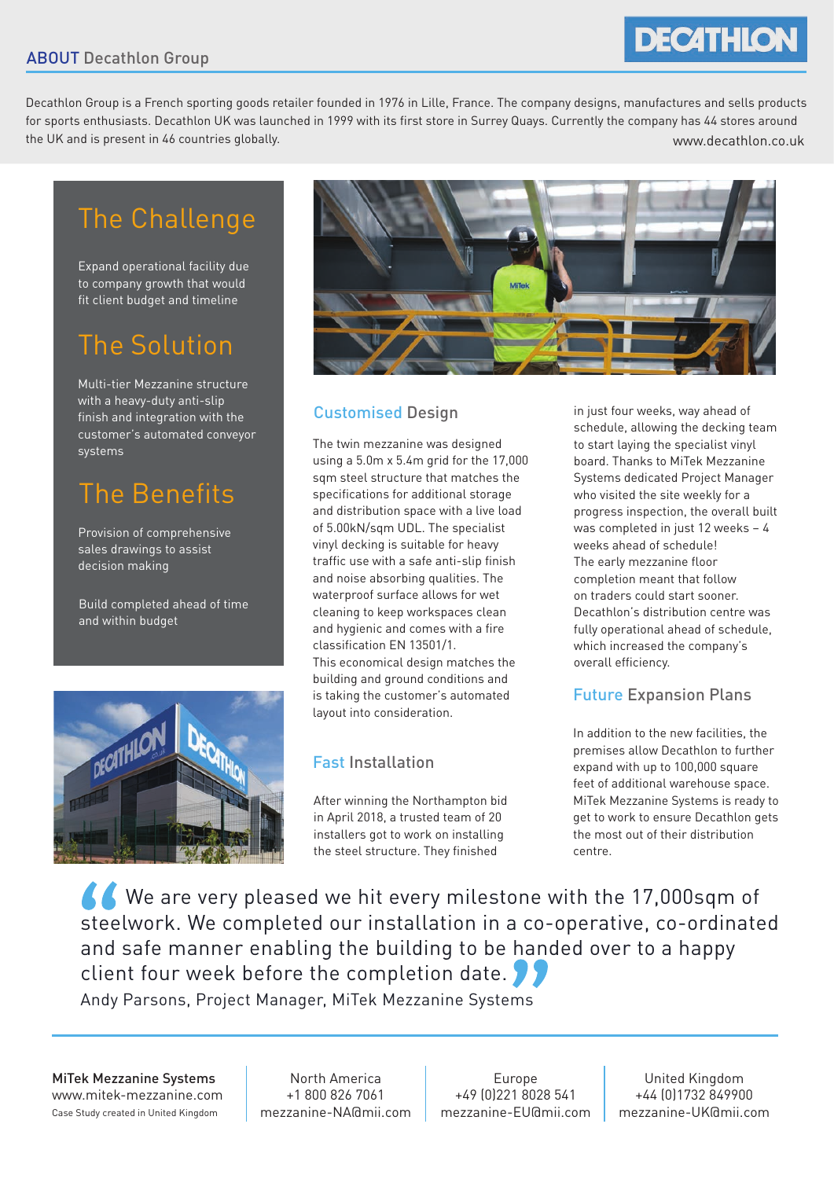## ABOUT Decathlon Group

Decathlon Group is a French sporting goods retailer founded in 1976 in Lille, France. The company designs, manufactures and sells products for sports enthusiasts. Decathlon UK was launched in 1999 with its first store in Surrey Quays. Currently the company has 44 stores around the UK and is present in 46 countries globally.

www.decathlon.co.uk

## The Challenge

Expand operational facility due to company growth that would fit client budget and timeline

## The Solution

Multi-tier Mezzanine structure with a heavy-duty anti-slip finish and integration with the customer's automated conveyor systems

## The Benefits

Provision of comprehensive sales drawings to assist decision making

Build completed ahead of time and within budget

### Customised Design

The twin mezzanine was designed using a 5.0m x 5.4m grid for the 17,000 sqm steel structure that matches the specifications for additional storage and distribution space with a live load of 5.00kN/sqm UDL. The specialist vinyl decking is suitable for heavy traffic use with a safe anti-slip finish and noise absorbing qualities. The waterproof surface allows for wet cleaning to keep workspaces clean and hygienic and comes with a fire classification EN 13501/1.
This economical design matches the building and ground conditions and is taking the customer's automated layout into consideration.

### Fast Installation

After winning the Northampton bid in April 2018, a trusted team of 20 installers got to work on installing the steel structure. They finished in just four weeks, way ahead of schedule, allowing the decking team to start laying the specialist vinyl board. Thanks to MiTek Mezzanine Systems dedicated Project Manager who visited the site weekly for a progress inspection, the overall built was completed in just 12 weeks – 4 weeks ahead of schedule!
The early mezzanine floor completion meant that follow on traders could start sooner. Decathlon's distribution centre was fully operational ahead of schedule, which increased the company's overall efficiency.

### Future Expansion Plans

In addition to the new facilities, the premises allow Decathlon to further expand with up to 100,000 square feet of additional warehouse space. MiTek Mezzanine Systems is ready to get to work to ensure Decathlon gets the most out of their distribution centre.

> "We are very pleased we hit every milestone with the 17,000sqm of steelwork. We completed our installation in a co-operative, co-ordinated and safe manner enabling the building to be handed over to a happy client four week before the completion date."
>
> Andy Parsons, Project Manager, MiTek Mezzanine Systems

**MiTek Mezzanine Systems**
www.mitek-mezzanine.com
Case Study created in United Kingdom

North America
+1 800 826 7061
mezzanine-NA@mii.com

Europe
+49 (0)221 8028 541
mezzanine-EU@mii.com

United Kingdom
+44 (0)1732 849900
mezzanine-UK@mii.com